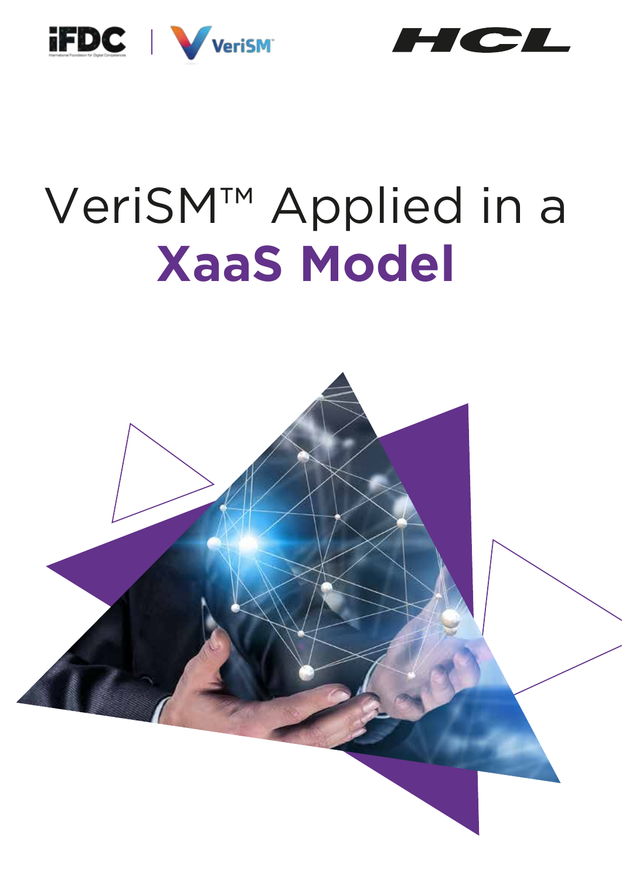# VeriSM™ Applied in a **XaaS Model**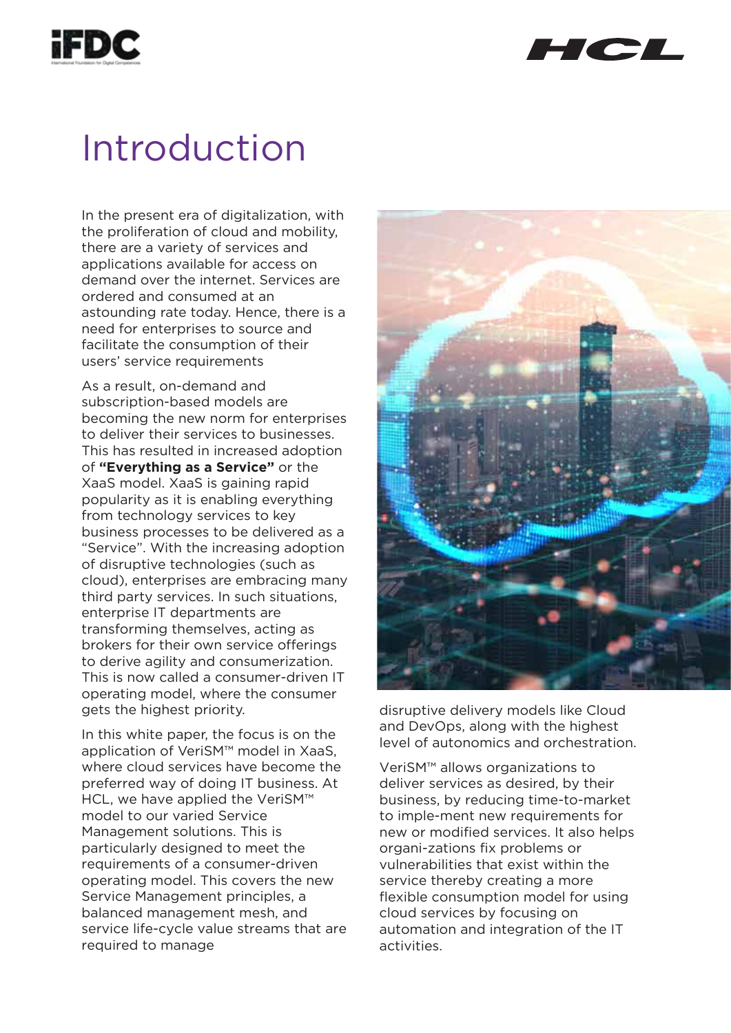# Introduction

In the present era of digitalization, with the proliferation of cloud and mobility, there are a variety of services and applications available for access on demand over the internet. Services are ordered and consumed at an astounding rate today. Hence, there is a need for enterprises to source and facilitate the consumption of their users' service requirements

As a result, on-demand and subscription-based models are becoming the new norm for enterprises to deliver their services to businesses. This has resulted in increased adoption of **"Everything as a Service"** or the XaaS model. XaaS is gaining rapid popularity as it is enabling everything from technology services to key business processes to be delivered as a "Service". With the increasing adoption of disruptive technologies (such as cloud), enterprises are embracing many third party services. In such situations, enterprise IT departments are transforming themselves, acting as brokers for their own service offerings to derive agility and consumerization. This is now called a consumer-driven IT operating model, where the consumer gets the highest priority.

In this white paper, the focus is on the application of VeriSM™ model in XaaS, where cloud services have become the preferred way of doing IT business. At HCL, we have applied the VeriSM™ model to our varied Service Management solutions. This is particularly designed to meet the requirements of a consumer-driven operating model. This covers the new Service Management principles, a balanced management mesh, and service life-cycle value streams that are required to manage disruptive delivery models like Cloud and DevOps, along with the highest level of autonomics and orchestration.

VeriSM™ allows organizations to deliver services as desired, by their business, by reducing time-to-market to imple-ment new requirements for new or modified services. It also helps organi-zations fix problems or vulnerabilities that exist within the service thereby creating a more flexible consumption model for using cloud services by focusing on automation and integration of the IT activities.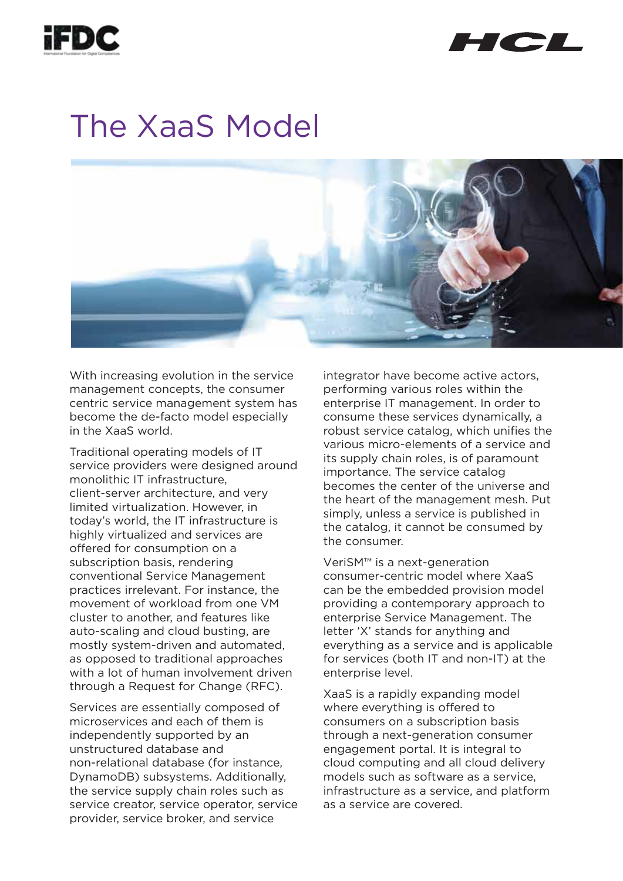# The XaaS Model

With increasing evolution in the service management concepts, the consumer centric service management system has become the de-facto model especially in the XaaS world.

Traditional operating models of IT service providers were designed around monolithic IT infrastructure, client-server architecture, and very limited virtualization. However, in today's world, the IT infrastructure is highly virtualized and services are offered for consumption on a subscription basis, rendering conventional Service Management practices irrelevant. For instance, the movement of workload from one VM cluster to another, and features like auto-scaling and cloud busting, are mostly system-driven and automated, as opposed to traditional approaches with a lot of human involvement driven through a Request for Change (RFC).

Services are essentially composed of microservices and each of them is independently supported by an unstructured database and non-relational database (for instance, DynamoDB) subsystems. Additionally, the service supply chain roles such as service creator, service operator, service provider, service broker, and service integrator have become active actors, performing various roles within the enterprise IT management. In order to consume these services dynamically, a robust service catalog, which unifies the various micro-elements of a service and its supply chain roles, is of paramount importance. The service catalog becomes the center of the universe and the heart of the management mesh. Put simply, unless a service is published in the catalog, it cannot be consumed by the consumer.

VeriSM™ is a next-generation consumer-centric model where XaaS can be the embedded provision model providing a contemporary approach to enterprise Service Management. The letter 'X' stands for anything and everything as a service and is applicable for services (both IT and non-IT) at the enterprise level.

XaaS is a rapidly expanding model where everything is offered to consumers on a subscription basis through a next-generation consumer engagement portal. It is integral to cloud computing and all cloud delivery models such as software as a service, infrastructure as a service, and platform as a service are covered.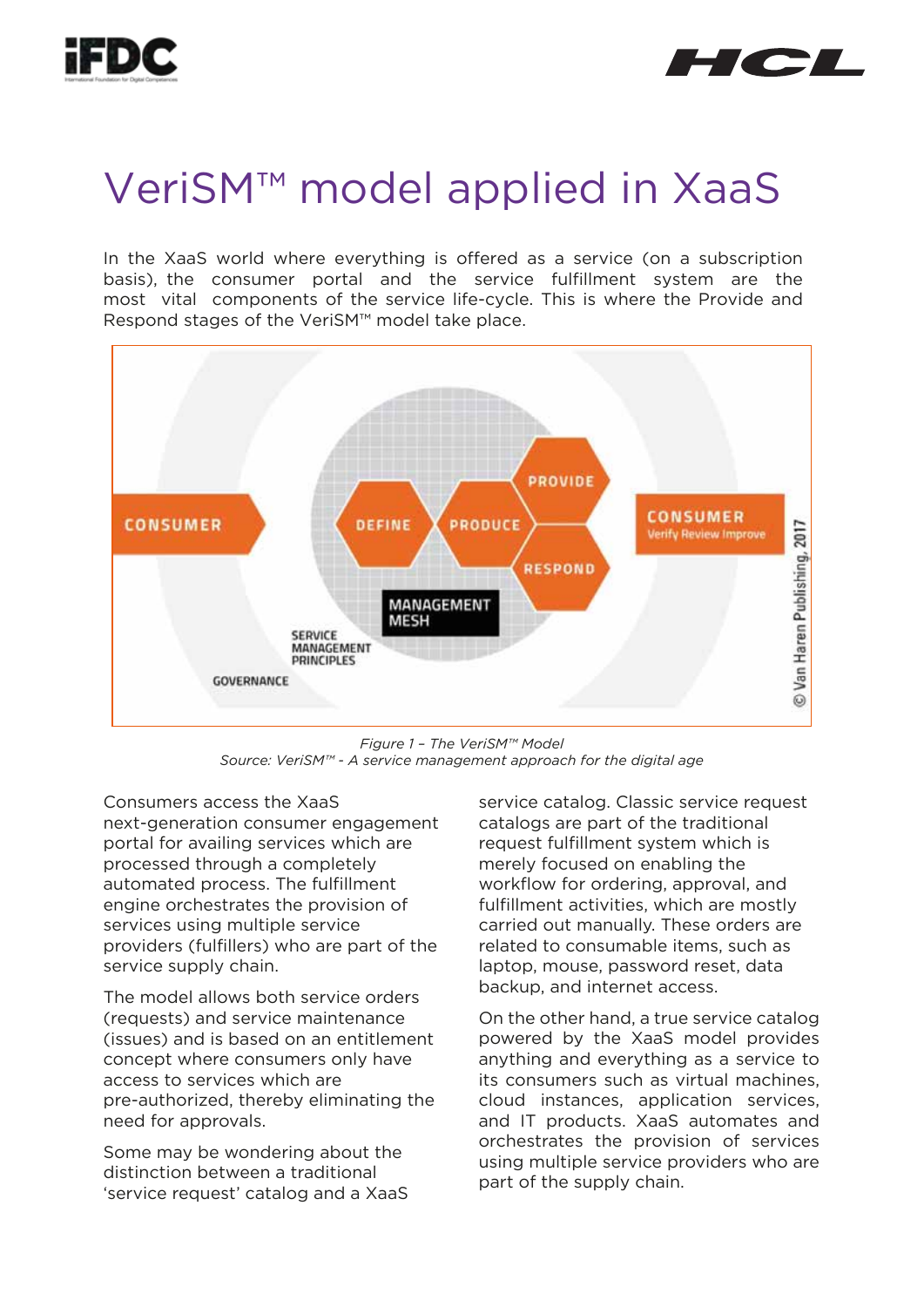# VeriSM™ model applied in XaaS

In the XaaS world where everything is offered as a service (on a subscription basis), the consumer portal and the service fulfillment system are the most vital components of the service life-cycle. This is where the Provide and Respond stages of the VeriSM™ model take place.

*Figure 1 – The VeriSM™ Model*
*Source: VeriSM™ - A service management approach for the digital age*

Consumers access the XaaS next-generation consumer engagement portal for availing services which are processed through a completely automated process. The fulfillment engine orchestrates the provision of services using multiple service providers (fulfillers) who are part of the service supply chain.

The model allows both service orders (requests) and service maintenance (issues) and is based on an entitlement concept where consumers only have access to services which are pre-authorized, thereby eliminating the need for approvals.

Some may be wondering about the distinction between a traditional 'service request' catalog and a XaaS service catalog. Classic service request catalogs are part of the traditional request fulfillment system which is merely focused on enabling the workflow for ordering, approval, and fulfillment activities, which are mostly carried out manually. These orders are related to consumable items, such as laptop, mouse, password reset, data backup, and internet access.

On the other hand, a true service catalog powered by the XaaS model provides anything and everything as a service to its consumers such as virtual machines, cloud instances, application services, and IT products. XaaS automates and orchestrates the provision of services using multiple service providers who are part of the supply chain.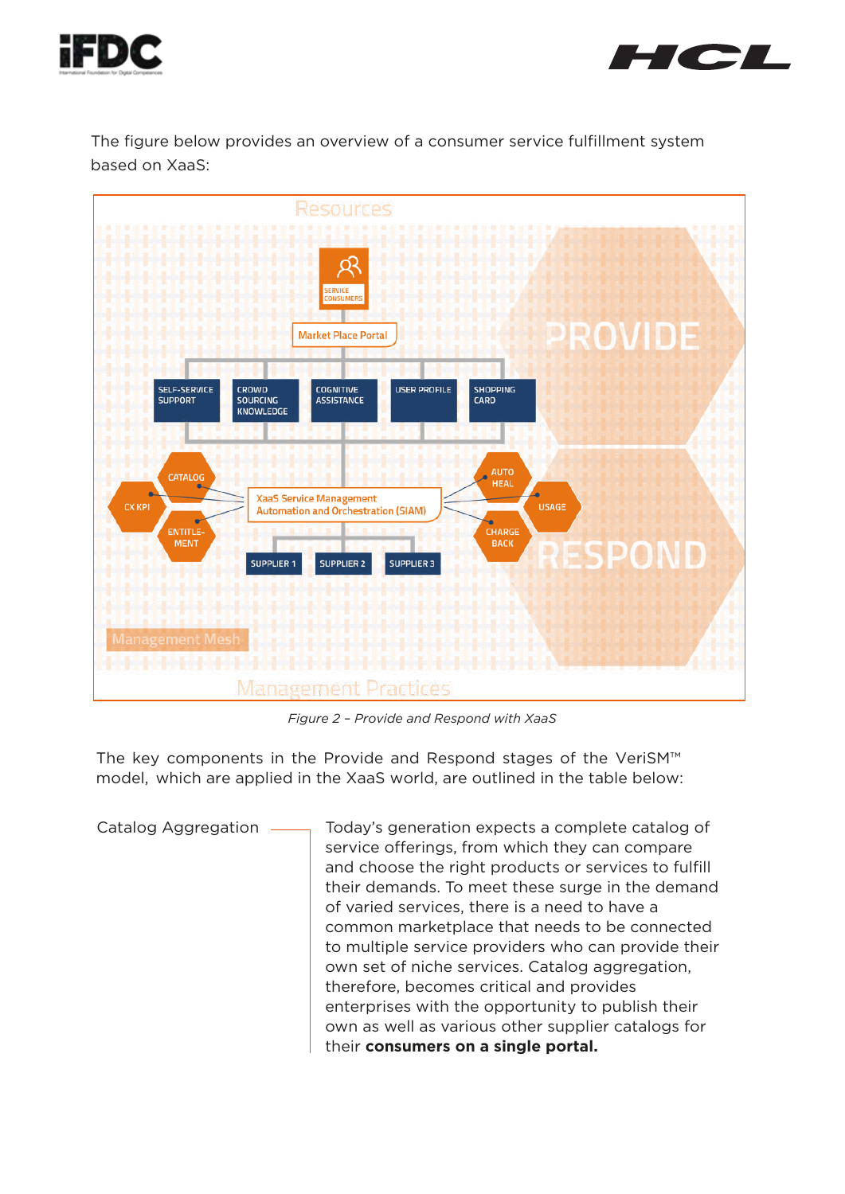The figure below provides an overview of a consumer service fulfillment system based on XaaS:

*Figure 2 – Provide and Respond with XaaS*

The key components in the Provide and Respond stages of the VeriSM™ model, which are applied in the XaaS world, are outlined in the table below:

| | |
|---|---|
| Catalog Aggregation | Today's generation expects a complete catalog of service offerings, from which they can compare and choose the right products or services to fulfill their demands. To meet these surge in the demand of varied services, there is a need to have a common marketplace that needs to be connected to multiple service providers who can provide their own set of niche services. Catalog aggregation, therefore, becomes critical and provides enterprises with the opportunity to publish their own as well as various other supplier catalogs for their **consumers on a single portal.** |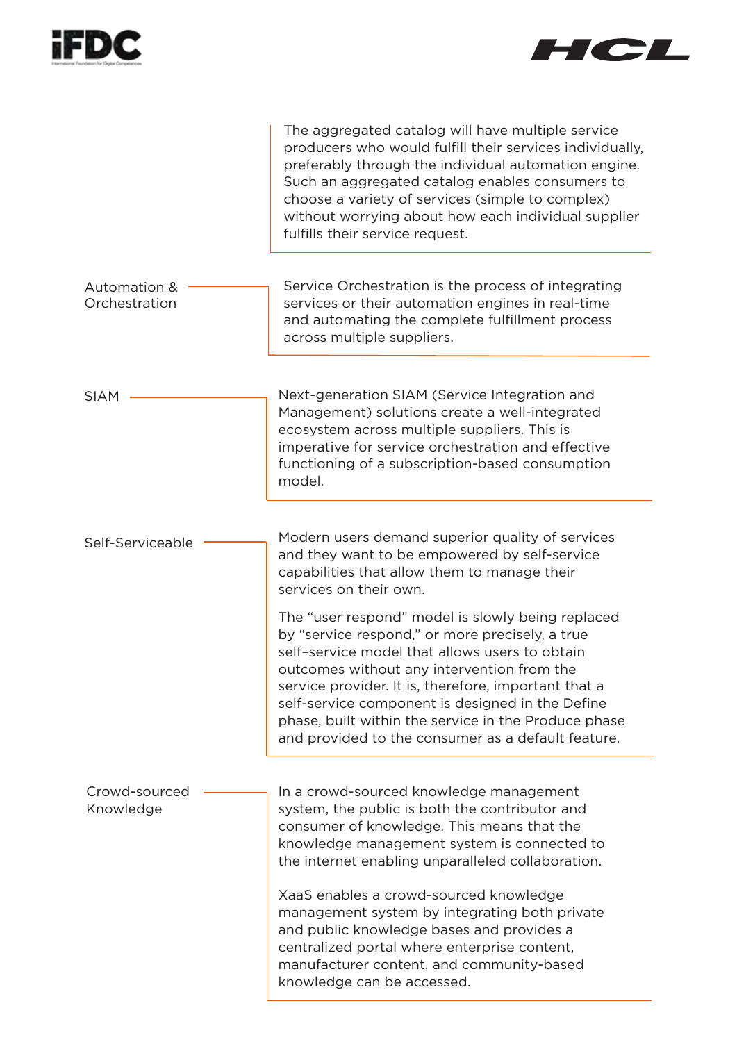The aggregated catalog will have multiple service producers who would fulfill their services individually, preferably through the individual automation engine. Such an aggregated catalog enables consumers to choose a variety of services (simple to complex) without worrying about how each individual supplier fulfills their service request.

**Automation & Orchestration**

Service Orchestration is the process of integrating services or their automation engines in real-time and automating the complete fulfillment process across multiple suppliers.

**SIAM**

Next-generation SIAM (Service Integration and Management) solutions create a well-integrated ecosystem across multiple suppliers. This is imperative for service orchestration and effective functioning of a subscription-based consumption model.

**Self-Serviceable**

Modern users demand superior quality of services and they want to be empowered by self-service capabilities that allow them to manage their services on their own.

The "user respond" model is slowly being replaced by "service respond," or more precisely, a true self–service model that allows users to obtain outcomes without any intervention from the service provider. It is, therefore, important that a self-service component is designed in the Define phase, built within the service in the Produce phase and provided to the consumer as a default feature.

**Crowd-sourced Knowledge**

In a crowd-sourced knowledge management system, the public is both the contributor and consumer of knowledge. This means that the knowledge management system is connected to the internet enabling unparalleled collaboration.

XaaS enables a crowd-sourced knowledge management system by integrating both private and public knowledge bases and provides a centralized portal where enterprise content, manufacturer content, and community-based knowledge can be accessed.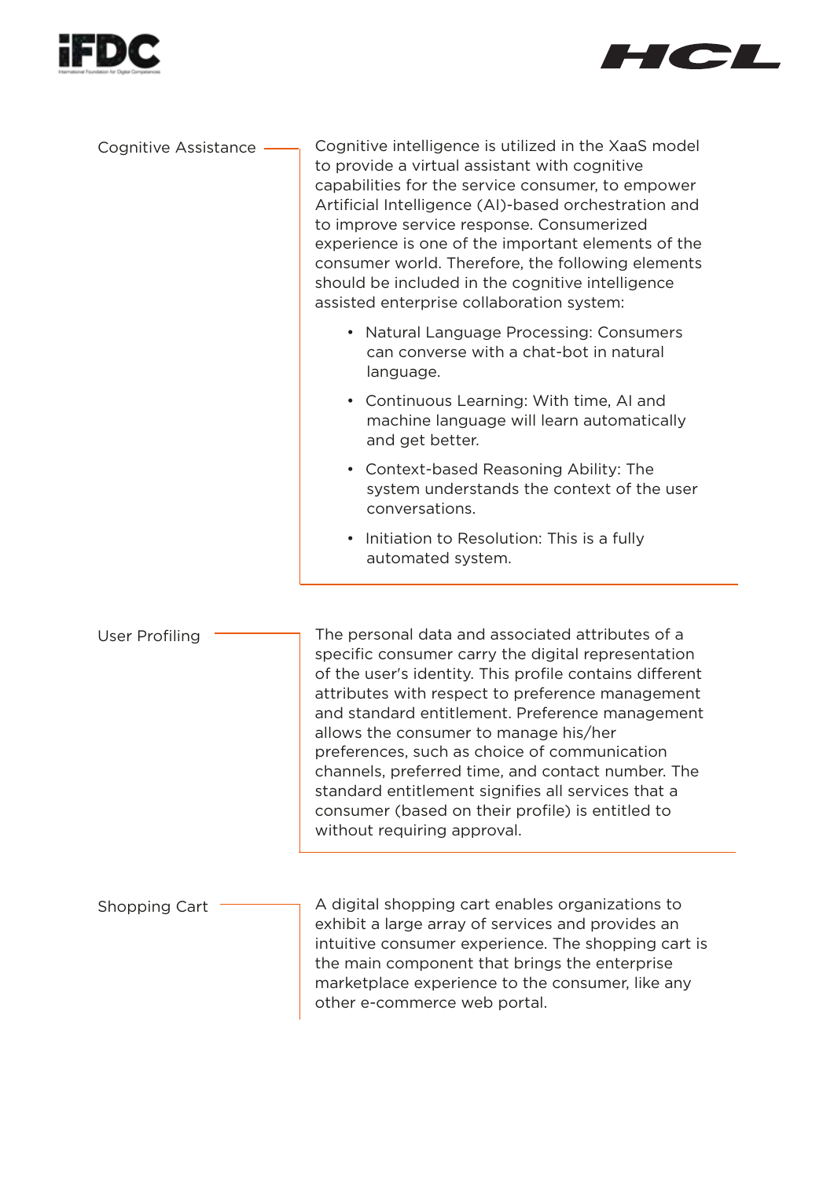### Cognitive Assistance

Cognitive intelligence is utilized in the XaaS model to provide a virtual assistant with cognitive capabilities for the service consumer, to empower Artificial Intelligence (AI)-based orchestration and to improve service response. Consumerized experience is one of the important elements of the consumer world. Therefore, the following elements should be included in the cognitive intelligence assisted enterprise collaboration system:

- Natural Language Processing: Consumers can converse with a chat-bot in natural language.
- Continuous Learning: With time, AI and machine language will learn automatically and get better.
- Context-based Reasoning Ability: The system understands the context of the user conversations.
- Initiation to Resolution: This is a fully automated system.

### User Profiling

The personal data and associated attributes of a specific consumer carry the digital representation of the user's identity. This profile contains different attributes with respect to preference management and standard entitlement. Preference management allows the consumer to manage his/her preferences, such as choice of communication channels, preferred time, and contact number. The standard entitlement signifies all services that a consumer (based on their profile) is entitled to without requiring approval.

### Shopping Cart

A digital shopping cart enables organizations to exhibit a large array of services and provides an intuitive consumer experience. The shopping cart is the main component that brings the enterprise marketplace experience to the consumer, like any other e-commerce web portal.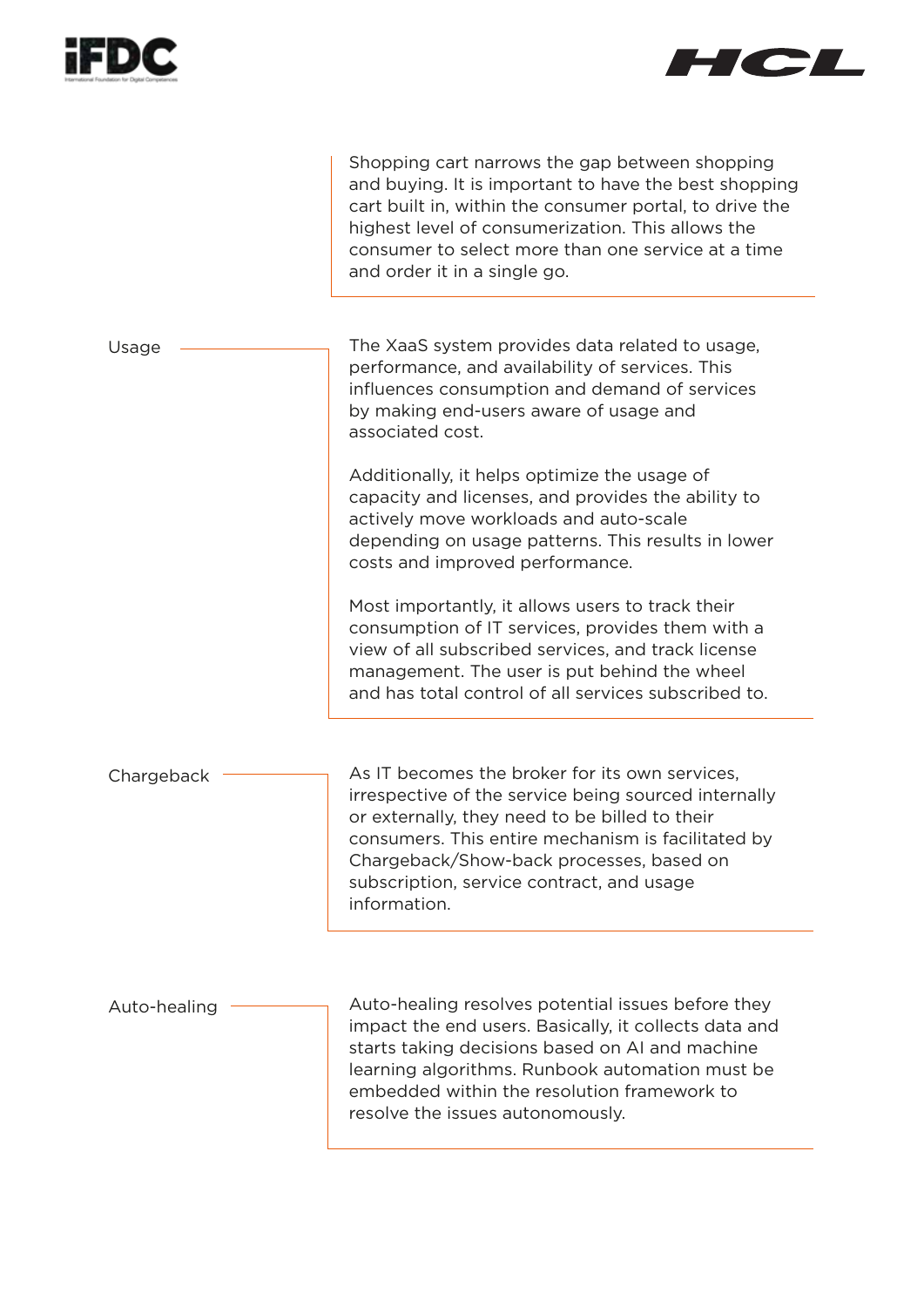Shopping cart narrows the gap between shopping and buying. It is important to have the best shopping cart built in, within the consumer portal, to drive the highest level of consumerization. This allows the consumer to select more than one service at a time and order it in a single go.

**Usage**

The XaaS system provides data related to usage, performance, and availability of services. This influences consumption and demand of services by making end-users aware of usage and associated cost.

Additionally, it helps optimize the usage of capacity and licenses, and provides the ability to actively move workloads and auto-scale depending on usage patterns. This results in lower costs and improved performance.

Most importantly, it allows users to track their consumption of IT services, provides them with a view of all subscribed services, and track license management. The user is put behind the wheel and has total control of all services subscribed to.

**Chargeback**

As IT becomes the broker for its own services, irrespective of the service being sourced internally or externally, they need to be billed to their consumers. This entire mechanism is facilitated by Chargeback/Show-back processes, based on subscription, service contract, and usage information.

**Auto-healing**

Auto-healing resolves potential issues before they impact the end users. Basically, it collects data and starts taking decisions based on AI and machine learning algorithms. Runbook automation must be embedded within the resolution framework to resolve the issues autonomously.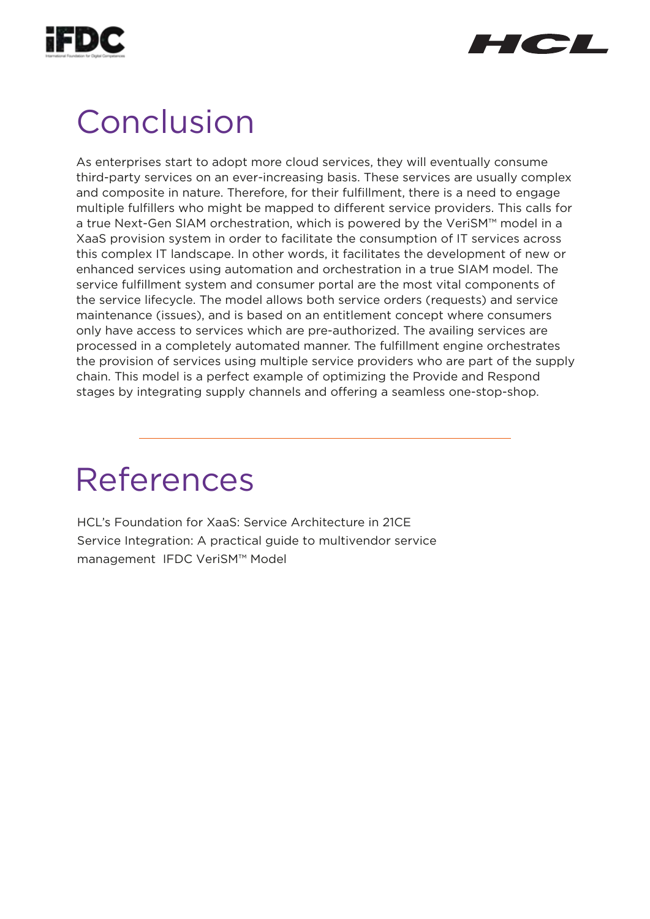# Conclusion

As enterprises start to adopt more cloud services, they will eventually consume third-party services on an ever-increasing basis. These services are usually complex and composite in nature. Therefore, for their fulfillment, there is a need to engage multiple fulfillers who might be mapped to different service providers. This calls for a true Next-Gen SIAM orchestration, which is powered by the VeriSM™ model in a XaaS provision system in order to facilitate the consumption of IT services across this complex IT landscape. In other words, it facilitates the development of new or enhanced services using automation and orchestration in a true SIAM model. The service fulfillment system and consumer portal are the most vital components of the service lifecycle. The model allows both service orders (requests) and service maintenance (issues), and is based on an entitlement concept where consumers only have access to services which are pre-authorized. The availing services are processed in a completely automated manner. The fulfillment engine orchestrates the provision of services using multiple service providers who are part of the supply chain. This model is a perfect example of optimizing the Provide and Respond stages by integrating supply channels and offering a seamless one-stop-shop.

---

# References

HCL's Foundation for XaaS: Service Architecture in 21CE
Service Integration: A practical guide to multivendor service management IFDC VeriSM™ Model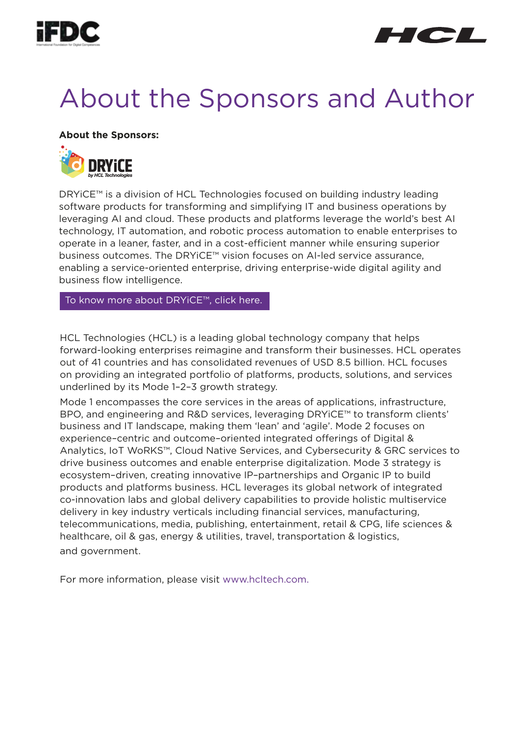# About the Sponsors and Author

**About the Sponsors:**

DRYiCE™ is a division of HCL Technologies focused on building industry leading software products for transforming and simplifying IT and business operations by leveraging AI and cloud. These products and platforms leverage the world's best AI technology, IT automation, and robotic process automation to enable enterprises to operate in a leaner, faster, and in a cost-efficient manner while ensuring superior business outcomes. The DRYiCE™ vision focuses on AI-led service assurance, enabling a service-oriented enterprise, driving enterprise-wide digital agility and business flow intelligence.

To know more about DRYiCE™, click here.

HCL Technologies (HCL) is a leading global technology company that helps forward-looking enterprises reimagine and transform their businesses. HCL operates out of 41 countries and has consolidated revenues of USD 8.5 billion. HCL focuses on providing an integrated portfolio of platforms, products, solutions, and services underlined by its Mode 1–2–3 growth strategy.

Mode 1 encompasses the core services in the areas of applications, infrastructure, BPO, and engineering and R&D services, leveraging DRYiCE™ to transform clients' business and IT landscape, making them 'lean' and 'agile'. Mode 2 focuses on experience-centric and outcome-oriented integrated offerings of Digital & Analytics, IoT WoRKS™, Cloud Native Services, and Cybersecurity & GRC services to drive business outcomes and enable enterprise digitalization. Mode 3 strategy is ecosystem-driven, creating innovative IP-partnerships and Organic IP to build products and platforms business. HCL leverages its global network of integrated co-innovation labs and global delivery capabilities to provide holistic multiservice delivery in key industry verticals including financial services, manufacturing, telecommunications, media, publishing, entertainment, retail & CPG, life sciences & healthcare, oil & gas, energy & utilities, travel, transportation & logistics, and government.

For more information, please visit www.hcltech.com.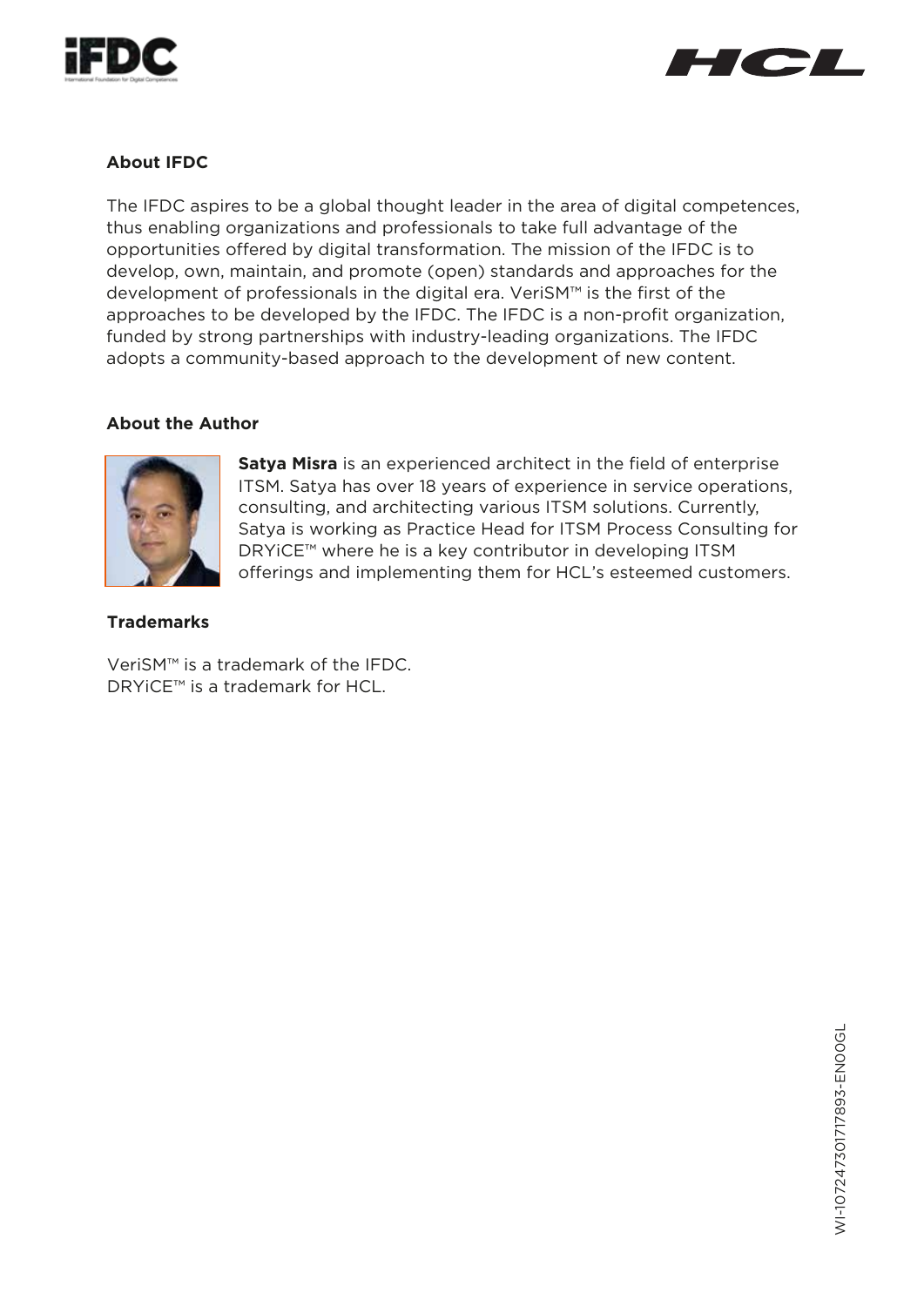### About IFDC

The IFDC aspires to be a global thought leader in the area of digital competences, thus enabling organizations and professionals to take full advantage of the opportunities offered by digital transformation. The mission of the IFDC is to develop, own, maintain, and promote (open) standards and approaches for the development of professionals in the digital era. VeriSM™ is the first of the approaches to be developed by the IFDC. The IFDC is a non-profit organization, funded by strong partnerships with industry-leading organizations. The IFDC adopts a community-based approach to the development of new content.

### About the Author

**Satya Misra** is an experienced architect in the field of enterprise ITSM. Satya has over 18 years of experience in service operations, consulting, and architecting various ITSM solutions. Currently, Satya is working as Practice Head for ITSM Process Consulting for DRYiCE™ where he is a key contributor in developing ITSM offerings and implementing them for HCL's esteemed customers.

### Trademarks

VeriSM™ is a trademark of the IFDC.
DRYiCE™ is a trademark for HCL.

WI-1072473017I7893-EN00GL